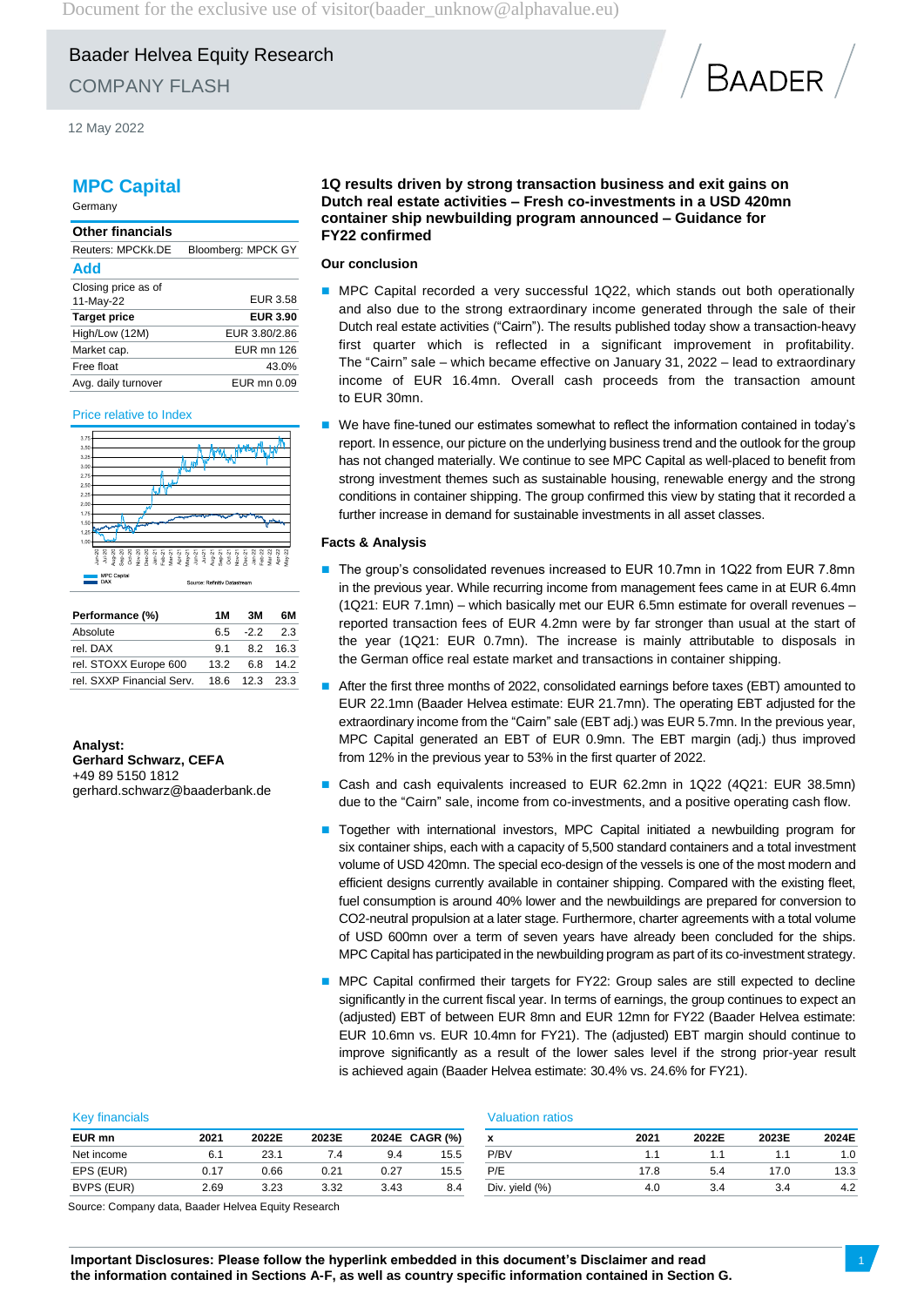Baader Helvea Equity Research

COMPANY FLASH

12 May 2022

# MPC Capital

Germany

| Other financials | |
|---|---|
| Reuters: MPCKk.DE | Bloomberg: MPCK GY |
| **Add** | |
| Closing price as of 11-May-22 | EUR 3.58 |
| **Target price** | **EUR 3.90** |
| High/Low (12M) | EUR 3.80/2.86 |
| Market cap. | EUR mn 126 |
| Free float | 43.0% |
| Avg. daily turnover | EUR mn 0.09 |

Price relative to Index

Source: Refinitiv Datastream

| Performance (%) | 1M | 3M | 6M |
|---|---|---|---|
| Absolute | 6.5 | -2.2 | 2.3 |
| rel. DAX | 9.1 | 8.2 | 16.3 |
| rel. STOXX Europe 600 | 13.2 | 6.8 | 14.2 |
| rel. SXXP Financial Serv. | 18.6 | 12.3 | 23.3 |

**Analyst:**
**Gerhard Schwarz, CEFA**
+49 89 5150 1812
gerhard.schwarz@baaderbank.de

## 1Q results driven by strong transaction business and exit gains on Dutch real estate activities – Fresh co-investments in a USD 420mn container ship newbuilding program announced – Guidance for FY22 confirmed

### Our conclusion

- MPC Capital recorded a very successful 1Q22, which stands out both operationally and also due to the strong extraordinary income generated through the sale of their Dutch real estate activities ("Cairn"). The results published today show a transaction-heavy first quarter which is reflected in a significant improvement in profitability. The "Cairn" sale – which became effective on January 31, 2022 – lead to extraordinary income of EUR 16.4mn. Overall cash proceeds from the transaction amount to EUR 30mn.
- We have fine-tuned our estimates somewhat to reflect the information contained in today's report. In essence, our picture on the underlying business trend and the outlook for the group has not changed materially. We continue to see MPC Capital as well-placed to benefit from strong investment themes such as sustainable housing, renewable energy and the strong conditions in container shipping. The group confirmed this view by stating that it recorded a further increase in demand for sustainable investments in all asset classes.

### Facts & Analysis

- The group's consolidated revenues increased to EUR 10.7mn in 1Q22 from EUR 7.8mn in the previous year. While recurring income from management fees came in at EUR 6.4mn (1Q21: EUR 7.1mn) – which basically met our EUR 6.5mn estimate for overall revenues – reported transaction fees of EUR 4.2mn were by far stronger than usual at the start of the year (1Q21: EUR 0.7mn). The increase is mainly attributable to disposals in the German office real estate market and transactions in container shipping.
- After the first three months of 2022, consolidated earnings before taxes (EBT) amounted to EUR 22.1mn (Baader Helvea estimate: EUR 21.7mn). The operating EBT adjusted for the extraordinary income from the "Cairn" sale (EBT adj.) was EUR 5.7mn. In the previous year, MPC Capital generated an EBT of EUR 0.9mn. The EBT margin (adj.) thus improved from 12% in the previous year to 53% in the first quarter of 2022.
- Cash and cash equivalents increased to EUR 62.2mn in 1Q22 (4Q21: EUR 38.5mn) due to the "Cairn" sale, income from co-investments, and a positive operating cash flow.
- Together with international investors, MPC Capital initiated a newbuilding program for six container ships, each with a capacity of 5,500 standard containers and a total investment volume of USD 420mn. The special eco-design of the vessels is one of the most modern and efficient designs currently available in container shipping. Compared with the existing fleet, fuel consumption is around 40% lower and the newbuildings are prepared for conversion to $CO_2$-neutral propulsion at a later stage. Furthermore, charter agreements with a total volume of USD 600mn over a term of seven years have already been concluded for the ships. MPC Capital has participated in the newbuilding program as part of its co-investment strategy.
- MPC Capital confirmed their targets for FY22: Group sales are still expected to decline significantly in the current fiscal year. In terms of earnings, the group continues to expect an (adjusted) EBT of between EUR 8mn and EUR 12mn for FY22 (Baader Helvea estimate: EUR 10.6mn vs. EUR 10.4mn for FY21). The (adjusted) EBT margin should continue to improve significantly as a result of the lower sales level if the strong prior-year result is achieved again (Baader Helvea estimate: 30.4% vs. 24.6% for FY21).

Key financials

| EUR mn | 2021 | 2022E | 2023E | 2024E | CAGR (%) |
|---|---|---|---|---|---|
| Net income | 6.1 | 23.1 | 7.4 | 9.4 | 15.5 |
| EPS (EUR) | 0.17 | 0.66 | 0.21 | 0.27 | 15.5 |
| BVPS (EUR) | 2.69 | 3.23 | 3.32 | 3.43 | 8.4 |

Valuation ratios

| x | 2021 | 2022E | 2023E | 2024E |
|---|---|---|---|---|
| P/BV | 1.1 | 1.1 | 1.1 | 1.0 |
| P/E | 17.8 | 5.4 | 17.0 | 13.3 |
| Div. yield (%) | 4.0 | 3.4 | 3.4 | 4.2 |

Source: Company data, Baader Helvea Equity Research

**Important Disclosures: Please follow the hyperlink embedded in this document's Disclaimer and read the information contained in Sections A-F, as well as country specific information contained in Section G.**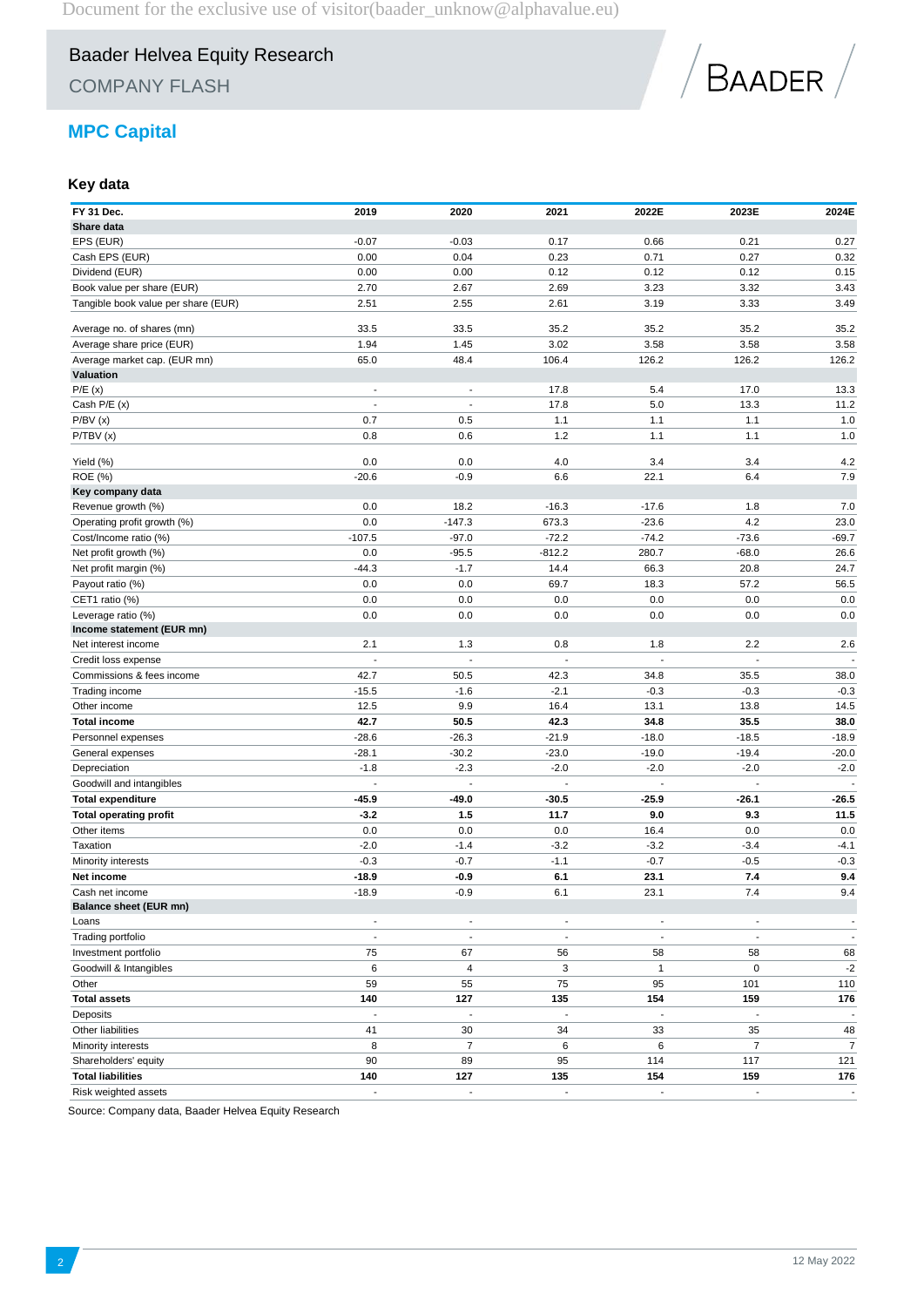# Baader Helvea Equity Research

COMPANY FLASH

## MPC Capital

### Key data

| FY 31 Dec. | 2019 | 2020 | 2021 | 2022E | 2023E | 2024E |
|---|---|---|---|---|---|---|
| **Share data** | | | | | | |
| EPS (EUR) | -0.07 | -0.03 | 0.17 | 0.66 | 0.21 | 0.27 |
| Cash EPS (EUR) | 0.00 | 0.04 | 0.23 | 0.71 | 0.27 | 0.32 |
| Dividend (EUR) | 0.00 | 0.00 | 0.12 | 0.12 | 0.12 | 0.15 |
| Book value per share (EUR) | 2.70 | 2.67 | 2.69 | 3.23 | 3.32 | 3.43 |
| Tangible book value per share (EUR) | 2.51 | 2.55 | 2.61 | 3.19 | 3.33 | 3.49 |
| Average no. of shares (mn) | 33.5 | 33.5 | 35.2 | 35.2 | 35.2 | 35.2 |
| Average share price (EUR) | 1.94 | 1.45 | 3.02 | 3.58 | 3.58 | 3.58 |
| Average market cap. (EUR mn) | 65.0 | 48.4 | 106.4 | 126.2 | 126.2 | 126.2 |
| **Valuation** | | | | | | |
| P/E (x) | - | - | 17.8 | 5.4 | 17.0 | 13.3 |
| Cash P/E (x) | - | - | 17.8 | 5.0 | 13.3 | 11.2 |
| P/BV (x) | 0.7 | 0.5 | 1.1 | 1.1 | 1.1 | 1.0 |
| P/TBV (x) | 0.8 | 0.6 | 1.2 | 1.1 | 1.1 | 1.0 |
| Yield (%) | 0.0 | 0.0 | 4.0 | 3.4 | 3.4 | 4.2 |
| ROE (%) | -20.6 | -0.9 | 6.6 | 22.1 | 6.4 | 7.9 |
| **Key company data** | | | | | | |
| Revenue growth (%) | 0.0 | 18.2 | -16.3 | -17.6 | 1.8 | 7.0 |
| Operating profit growth (%) | 0.0 | -147.3 | 673.3 | -23.6 | 4.2 | 23.0 |
| Cost/Income ratio (%) | -107.5 | -97.0 | -72.2 | -74.2 | -73.6 | -69.7 |
| Net profit growth (%) | 0.0 | -95.5 | -812.2 | 280.7 | -68.0 | 26.6 |
| Net profit margin (%) | -44.3 | -1.7 | 14.4 | 66.3 | 20.8 | 24.7 |
| Payout ratio (%) | 0.0 | 0.0 | 69.7 | 18.3 | 57.2 | 56.5 |
| CET1 ratio (%) | 0.0 | 0.0 | 0.0 | 0.0 | 0.0 | 0.0 |
| Leverage ratio (%) | 0.0 | 0.0 | 0.0 | 0.0 | 0.0 | 0.0 |
| **Income statement (EUR mn)** | | | | | | |
| Net interest income | 2.1 | 1.3 | 0.8 | 1.8 | 2.2 | 2.6 |
| Credit loss expense | - | - | - | - | - | - |
| Commissions & fees income | 42.7 | 50.5 | 42.3 | 34.8 | 35.5 | 38.0 |
| Trading income | -15.5 | -1.6 | -2.1 | -0.3 | -0.3 | -0.3 |
| Other income | 12.5 | 9.9 | 16.4 | 13.1 | 13.8 | 14.5 |
| **Total income** | **42.7** | **50.5** | **42.3** | **34.8** | **35.5** | **38.0** |
| Personnel expenses | -28.6 | -26.3 | -21.9 | -18.0 | -18.5 | -18.9 |
| General expenses | -28.1 | -30.2 | -23.0 | -19.0 | -19.4 | -20.0 |
| Depreciation | -1.8 | -2.3 | -2.0 | -2.0 | -2.0 | -2.0 |
| Goodwill and intangibles | - | - | - | - | - | - |
| **Total expenditure** | **-45.9** | **-49.0** | **-30.5** | **-25.9** | **-26.1** | **-26.5** |
| **Total operating profit** | **-3.2** | **1.5** | **11.7** | **9.0** | **9.3** | **11.5** |
| Other items | 0.0 | 0.0 | 0.0 | 16.4 | 0.0 | 0.0 |
| Taxation | -2.0 | -1.4 | -3.2 | -3.2 | -3.4 | -4.1 |
| Minority interests | -0.3 | -0.7 | -1.1 | -0.7 | -0.5 | -0.3 |
| **Net income** | **-18.9** | **-0.9** | **6.1** | **23.1** | **7.4** | **9.4** |
| Cash net income | -18.9 | -0.9 | 6.1 | 23.1 | 7.4 | 9.4 |
| **Balance sheet (EUR mn)** | | | | | | |
| Loans | - | - | - | - | - | - |
| Trading portfolio | - | - | - | - | - | - |
| Investment portfolio | 75 | 67 | 56 | 58 | 58 | 68 |
| Goodwill & Intangibles | 6 | 4 | 3 | 1 | 0 | -2 |
| Other | 59 | 55 | 75 | 95 | 101 | 110 |
| **Total assets** | **140** | **127** | **135** | **154** | **159** | **176** |
| Deposits | - | - | - | - | - | - |
| Other liabilities | 41 | 30 | 34 | 33 | 35 | 48 |
| Minority interests | 8 | 7 | 6 | 6 | 7 | 7 |
| Shareholders' equity | 90 | 89 | 95 | 114 | 117 | 121 |
| **Total liabilities** | **140** | **127** | **135** | **154** | **159** | **176** |
| Risk weighted assets | - | - | - | - | - | - |

Source: Company data, Baader Helvea Equity Research

12 May 2022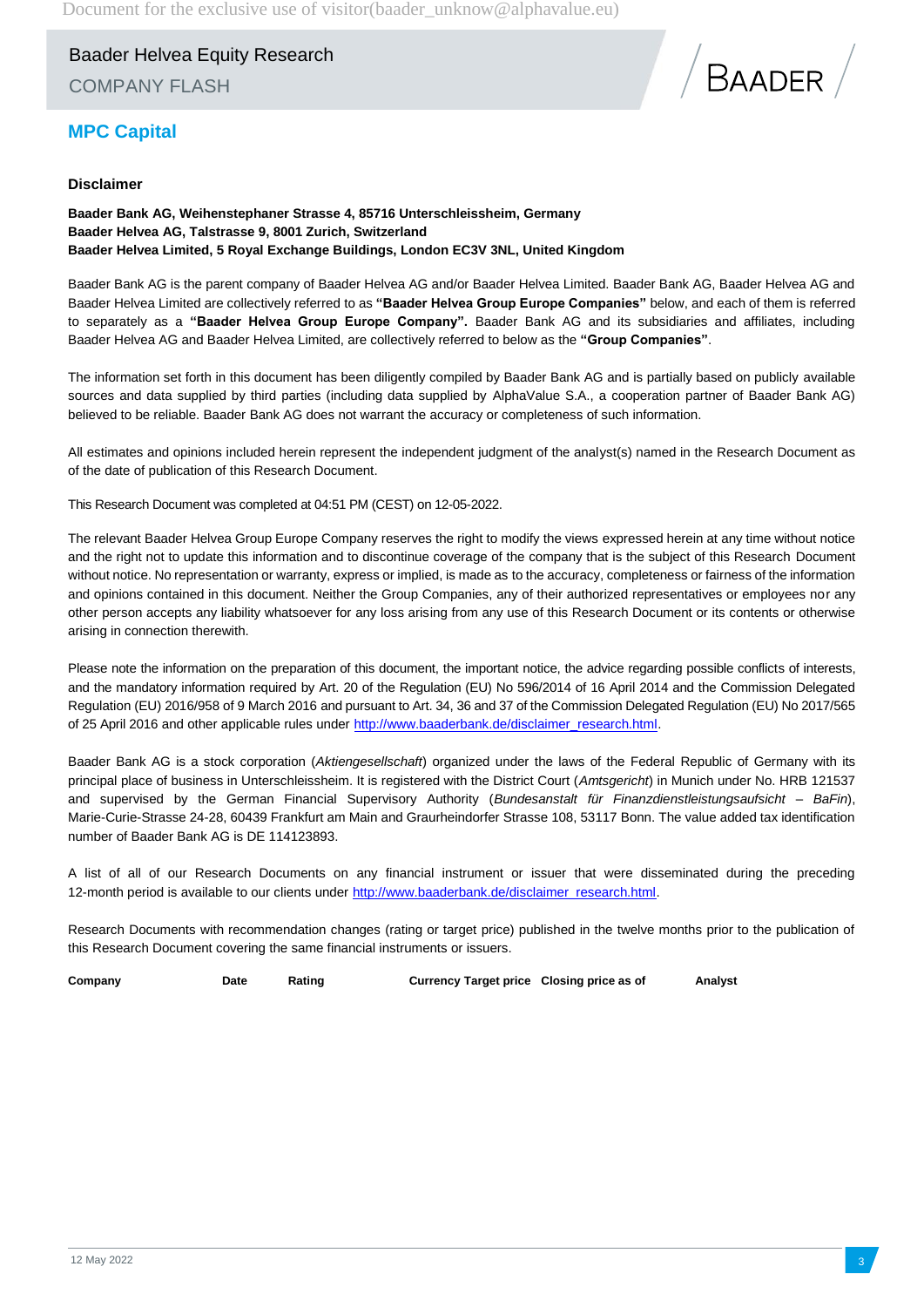## MPC Capital

### Disclaimer

**Baader Bank AG, Weihenstephaner Strasse 4, 85716 Unterschleissheim, Germany**
**Baader Helvea AG, Talstrasse 9, 8001 Zurich, Switzerland**
**Baader Helvea Limited, 5 Royal Exchange Buildings, London EC3V 3NL, United Kingdom**

Baader Bank AG is the parent company of Baader Helvea AG and/or Baader Helvea Limited. Baader Bank AG, Baader Helvea AG and Baader Helvea Limited are collectively referred to as **"Baader Helvea Group Europe Companies"** below, and each of them is referred to separately as a **"Baader Helvea Group Europe Company".** Baader Bank AG and its subsidiaries and affiliates, including Baader Helvea AG and Baader Helvea Limited, are collectively referred to below as the **"Group Companies"**.

The information set forth in this document has been diligently compiled by Baader Bank AG and is partially based on publicly available sources and data supplied by third parties (including data supplied by AlphaValue S.A., a cooperation partner of Baader Bank AG) believed to be reliable. Baader Bank AG does not warrant the accuracy or completeness of such information.

All estimates and opinions included herein represent the independent judgment of the analyst(s) named in the Research Document as of the date of publication of this Research Document.

This Research Document was completed at 04:51 PM (CEST) on 12-05-2022.

The relevant Baader Helvea Group Europe Company reserves the right to modify the views expressed herein at any time without notice and the right not to update this information and to discontinue coverage of the company that is the subject of this Research Document without notice. No representation or warranty, express or implied, is made as to the accuracy, completeness or fairness of the information and opinions contained in this document. Neither the Group Companies, any of their authorized representatives or employees nor any other person accepts any liability whatsoever for any loss arising from any use of this Research Document or its contents or otherwise arising in connection therewith.

Please note the information on the preparation of this document, the important notice, the advice regarding possible conflicts of interests, and the mandatory information required by Art. 20 of the Regulation (EU) No 596/2014 of 16 April 2014 and the Commission Delegated Regulation (EU) 2016/958 of 9 March 2016 and pursuant to Art. 34, 36 and 37 of the Commission Delegated Regulation (EU) No 2017/565 of 25 April 2016 and other applicable rules under http://www.baaderbank.de/disclaimer_research.html.

Baader Bank AG is a stock corporation (*Aktiengesellschaft*) organized under the laws of the Federal Republic of Germany with its principal place of business in Unterschleissheim. It is registered with the District Court (*Amtsgericht*) in Munich under No. HRB 121537 and supervised by the German Financial Supervisory Authority (*Bundesanstalt für Finanzdienstleistungsaufsicht – BaFin*), Marie-Curie-Strasse 24-28, 60439 Frankfurt am Main and Graurheindorfer Strasse 108, 53117 Bonn. The value added tax identification number of Baader Bank AG is DE 114123893.

A list of all of our Research Documents on any financial instrument or issuer that were disseminated during the preceding 12-month period is available to our clients under http://www.baaderbank.de/disclaimer_research.html.

Research Documents with recommendation changes (rating or target price) published in the twelve months prior to the publication of this Research Document covering the same financial instruments or issuers.

| Company | Date | Rating | Currency | Target price | Closing price as of | Analyst |
|---|---|---|---|---|---|---|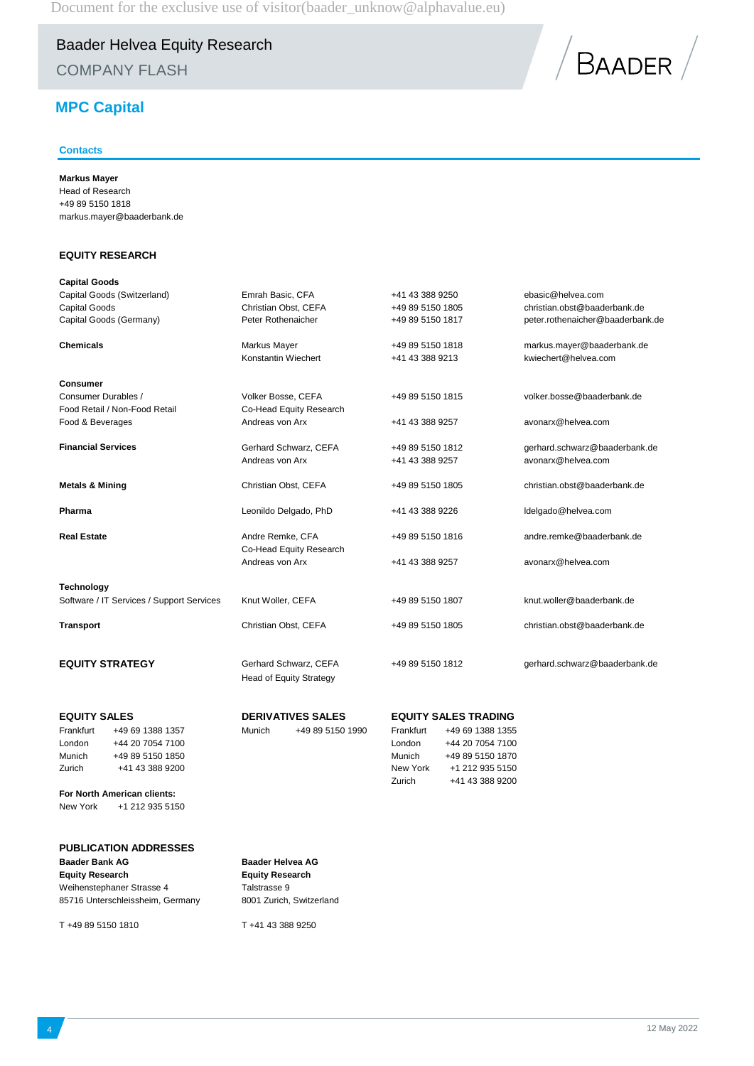# MPC Capital

## Contacts

**Markus Mayer**
Head of Research
+49 89 5150 1818
markus.mayer@baaderbank.de

## EQUITY RESEARCH

| | | | |
|---|---|---|---|
| **Capital Goods** | | | |
| Capital Goods (Switzerland) | Emrah Basic, CFA | +41 43 388 9250 | ebasic@helvea.com |
| Capital Goods | Christian Obst, CEFA | +49 89 5150 1805 | christian.obst@baaderbank.de |
| Capital Goods (Germany) | Peter Rothenaicher | +49 89 5150 1817 | peter.rothenaicher@baaderbank.de |
| **Chemicals** | Markus Mayer | +49 89 5150 1818 | markus.mayer@baaderbank.de |
| | Konstantin Wiechert | +41 43 388 9213 | kwiechert@helvea.com |
| **Consumer** | | | |
| Consumer Durables / Food Retail / Non-Food Retail | Volker Bosse, CEFA, Co-Head Equity Research | +49 89 5150 1815 | volker.bosse@baaderbank.de |
| Food & Beverages | Andreas von Arx | +41 43 388 9257 | avonarx@helvea.com |
| **Financial Services** | Gerhard Schwarz, CEFA | +49 89 5150 1812 | gerhard.schwarz@baaderbank.de |
| | Andreas von Arx | +41 43 388 9257 | avonarx@helvea.com |
| **Metals & Mining** | Christian Obst, CEFA | +49 89 5150 1805 | christian.obst@baaderbank.de |
| **Pharma** | Leonildo Delgado, PhD | +41 43 388 9226 | ldelgado@helvea.com |
| **Real Estate** | Andre Remke, CFA, Co-Head Equity Research | +49 89 5150 1816 | andre.remke@baaderbank.de |
| | Andreas von Arx | +41 43 388 9257 | avonarx@helvea.com |
| **Technology** | | | |
| Software / IT Services / Support Services | Knut Woller, CEFA | +49 89 5150 1807 | knut.woller@baaderbank.de |
| **Transport** | Christian Obst, CEFA | +49 89 5150 1805 | christian.obst@baaderbank.de |

## EQUITY STRATEGY

Gerhard Schwarz, CEFA, Head of Equity Strategy — +49 89 5150 1812 — gerhard.schwarz@baaderbank.de

## EQUITY SALES

| | |
|---|---|
| Frankfurt | +49 69 1388 1357 |
| London | +44 20 7054 7100 |
| Munich | +49 89 5150 1850 |
| Zurich | +41 43 388 9200 |

**For North American clients:**
New York +1 212 935 5150

## DERIVATIVES SALES

Munich +49 89 5150 1990

## EQUITY SALES TRADING

| | |
|---|---|
| Frankfurt | +49 69 1388 1355 |
| London | +44 20 7054 7100 |
| Munich | +49 89 5150 1870 |
| New York | +1 212 935 5150 |
| Zurich | +41 43 388 9200 |

## PUBLICATION ADDRESSES

**Baader Bank AG**
**Equity Research**
Weihenstephaner Strasse 4
85716 Unterschleissheim, Germany

T +49 89 5150 1810

**Baader Helvea AG**
**Equity Research**
Talstrasse 9
8001 Zurich, Switzerland

T +41 43 388 9250